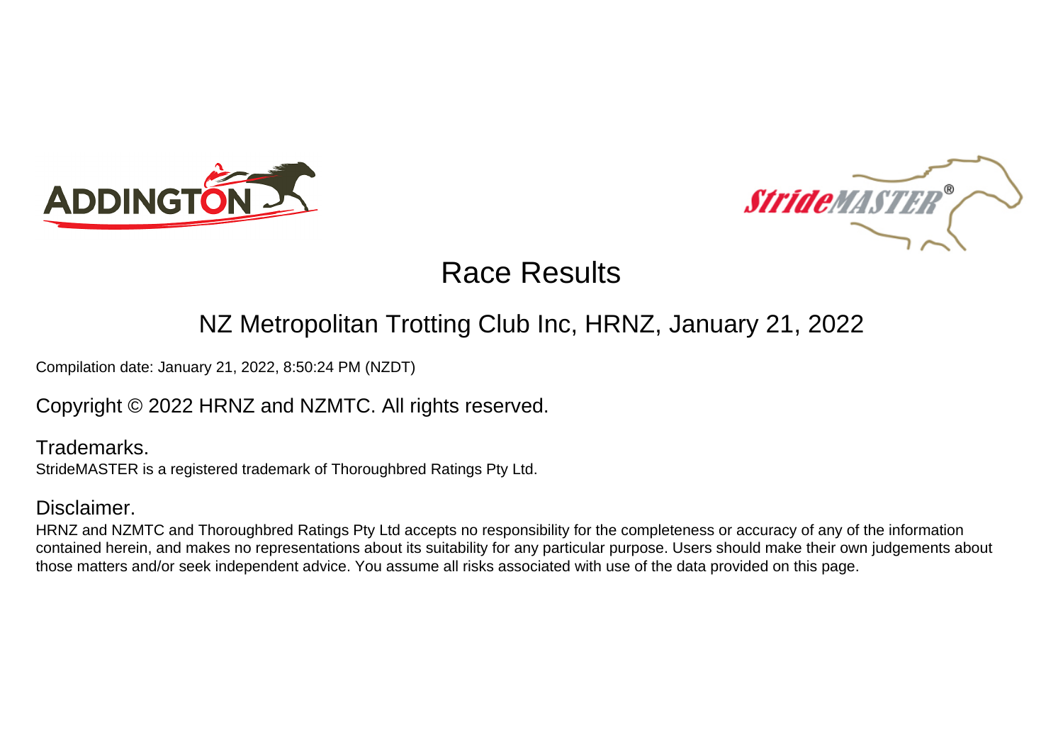# Race Results

## NZ Metropolitan Trotting Club Inc, HRNZ, January 21, 2022

Compilation date: January 21, 2022, 8:50:24 PM (NZDT)

Copyright © 2022 HRNZ and NZMTC. All rights reserved.

Trademarks.

StrideMASTER is a registered trademark of Thoroughbred Ratings Pty Ltd.

Disclaimer.

HRNZ and NZMTC and Thoroughbred Ratings Pty Ltd accepts no responsibility for the completeness or accuracy of any of the information contained herein, and makes no representations about its suitability for any particular purpose. Users should make their own judgements about those matters and/or seek independent advice. You assume all risks associated with use of the data provided on this page.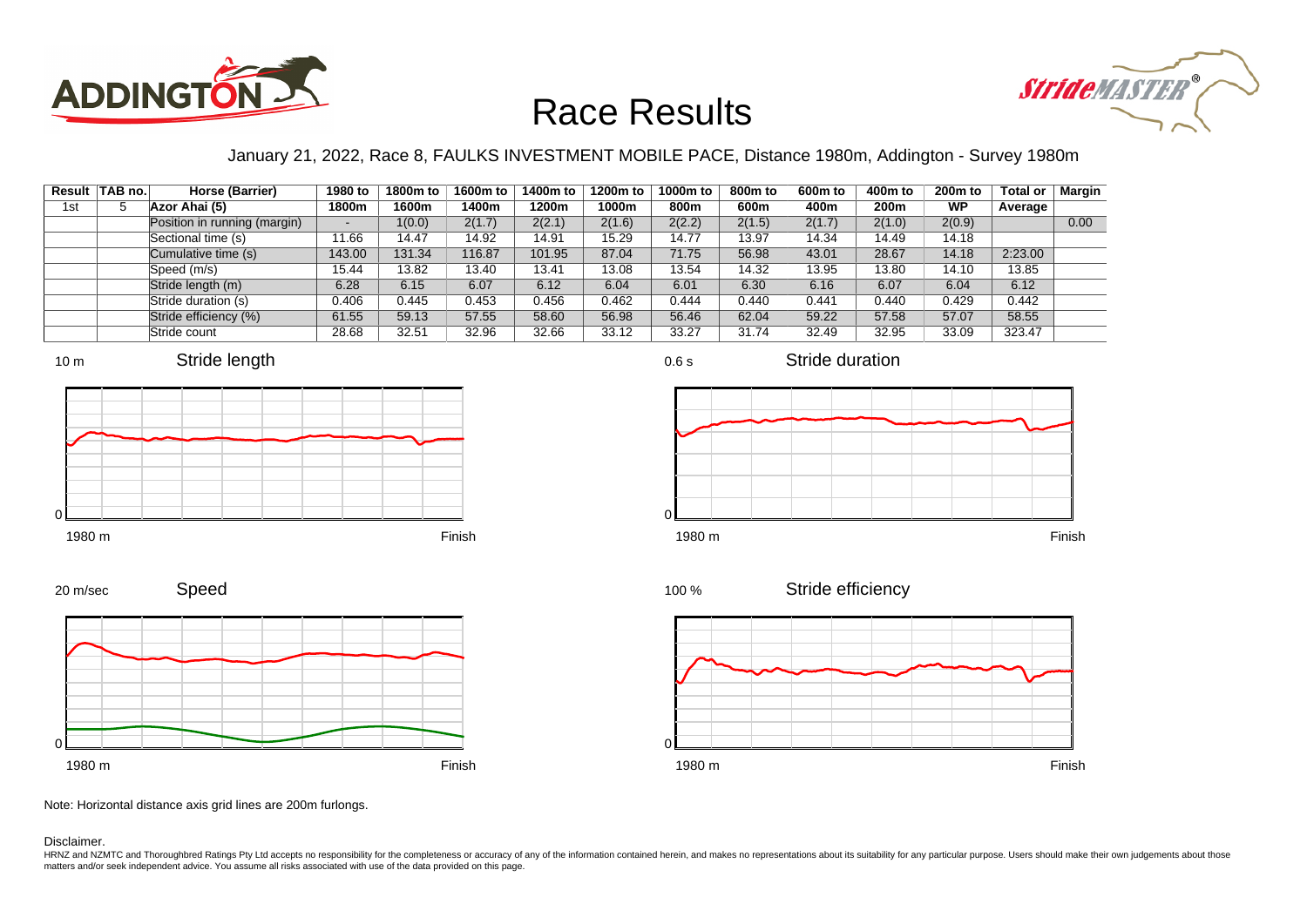# Race Results

January 21, 2022, Race 8, FAULKS INVESTMENT MOBILE PACE, Distance 1980m, Addington - Survey 1980m

| Result | TAB no. | Horse (Barrier) | 1980 to 1800m | 1800m to 1600m | 1600m to 1400m | 1400m to 1200m | 1200m to 1000m | 1000m to 800m | 800m to 600m | 600m to 400m | 400m to 200m | 200m to WP | Total or Average | Margin |
|---|---|---|---|---|---|---|---|---|---|---|---|---|---|---|
| 1st | 5 | Azor Ahai (5) | | | | | | | | | | | | |
| | | Position in running (margin) | - | 1(0.0) | 2(1.7) | 2(2.1) | 2(1.6) | 2(2.2) | 2(1.5) | 2(1.7) | 2(1.0) | 2(0.9) | | 0.00 |
| | | Sectional time (s) | 11.66 | 14.47 | 14.92 | 14.91 | 15.29 | 14.77 | 13.97 | 14.34 | 14.49 | 14.18 | | |
| | | Cumulative time (s) | 143.00 | 131.34 | 116.87 | 101.95 | 87.04 | 71.75 | 56.98 | 43.01 | 28.67 | 14.18 | 2:23.00 | |
| | | Speed (m/s) | 15.44 | 13.82 | 13.40 | 13.41 | 13.08 | 13.54 | 14.32 | 13.95 | 13.80 | 14.10 | 13.85 | |
| | | Stride length (m) | 6.28 | 6.15 | 6.07 | 6.12 | 6.04 | 6.01 | 6.30 | 6.16 | 6.07 | 6.04 | 6.12 | |
| | | Stride duration (s) | 0.406 | 0.445 | 0.453 | 0.456 | 0.462 | 0.444 | 0.440 | 0.441 | 0.440 | 0.429 | 0.442 | |
| | | Stride efficiency (%) | 61.55 | 59.13 | 57.55 | 58.60 | 56.98 | 56.46 | 62.04 | 59.22 | 57.58 | 57.07 | 58.55 | |
| | | Stride count | 28.68 | 32.51 | 32.96 | 32.66 | 33.12 | 33.27 | 31.74 | 32.49 | 32.95 | 33.09 | 323.47 | |

Stride length (10 m – 0; 1980 m – Finish)

Stride duration (0.6 s – 0; 1980 m – Finish)

Speed (20 m/sec – 0; 1980 m – Finish)

Stride efficiency (100 % – 0; 1980 m – Finish)

Note: Horizontal distance axis grid lines are 200m furlongs.

Disclaimer.

HRNZ and NZMTC and Thoroughbred Ratings Pty Ltd accepts no responsibility for the completeness or accuracy of any of the information contained herein, and makes no representations about its suitability for any particular purpose. Users should make their own judgements about those matters and/or seek independent advice. You assume all risks associated with use of the data provided on this page.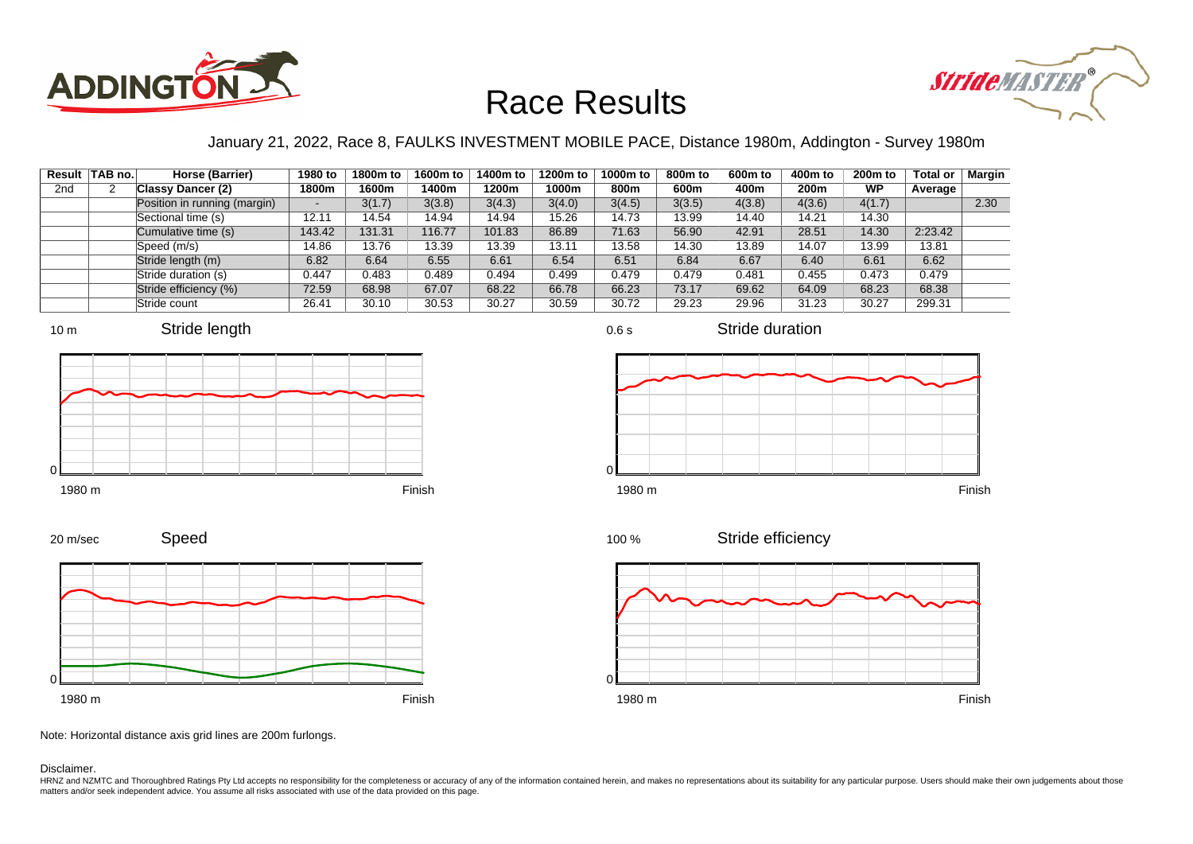# Race Results

January 21, 2022, Race 8, FAULKS INVESTMENT MOBILE PACE, Distance 1980m, Addington - Survey 1980m

| Result | TAB no. | Horse (Barrier) | 1980 to 1800m | 1800m to 1600m | 1600m to 1400m | 1400m to 1200m | 1200m to 1000m | 1000m to 800m | 800m to 600m | 600m to 400m | 400m to 200m | 200m to WP | Total or Average | Margin |
|---|---|---|---|---|---|---|---|---|---|---|---|---|---|---|
| 2nd | 2 | **Classy Dancer (2)** | | | | | | | | | | | | |
| | | Position in running (margin) | - | 3(1.7) | 3(3.8) | 3(4.3) | 3(4.0) | 3(4.5) | 3(3.5) | 4(3.8) | 4(3.6) | 4(1.7) | | 2.30 |
| | | Sectional time (s) | 12.11 | 14.54 | 14.94 | 14.94 | 15.26 | 14.73 | 13.99 | 14.40 | 14.21 | 14.30 | | |
| | | Cumulative time (s) | 143.42 | 131.31 | 116.77 | 101.83 | 86.89 | 71.63 | 56.90 | 42.91 | 28.51 | 14.30 | 2:23.42 | |
| | | Speed (m/s) | 14.86 | 13.76 | 13.39 | 13.39 | 13.11 | 13.58 | 14.30 | 13.89 | 14.07 | 13.99 | 13.81 | |
| | | Stride length (m) | 6.82 | 6.64 | 6.55 | 6.61 | 6.54 | 6.51 | 6.84 | 6.67 | 6.40 | 6.61 | 6.62 | |
| | | Stride duration (s) | 0.447 | 0.483 | 0.489 | 0.494 | 0.499 | 0.479 | 0.479 | 0.481 | 0.455 | 0.473 | 0.479 | |
| | | Stride efficiency (%) | 72.59 | 68.98 | 67.07 | 68.22 | 66.78 | 66.23 | 73.17 | 69.62 | 64.09 | 68.23 | 68.38 | |
| | | Stride count | 26.41 | 30.10 | 30.53 | 30.27 | 30.59 | 30.72 | 29.23 | 29.96 | 31.23 | 30.27 | 299.31 | |

Stride length (10 m scale; 1980 m to Finish)

Stride duration (0.6 s scale; 1980 m to Finish)

Speed (20 m/sec scale; 1980 m to Finish)

Stride efficiency (100 % scale; 1980 m to Finish)

Note: Horizontal distance axis grid lines are 200m furlongs.

Disclaimer.

HRNZ and NZMTC and Thoroughbred Ratings Pty Ltd accepts no responsibility for the completeness or accuracy of any of the information contained herein, and makes no representations about its suitability for any particular purpose. Users should make their own judgements about those matters and/or seek independent advice. You assume all risks associated with use of the data provided on this page.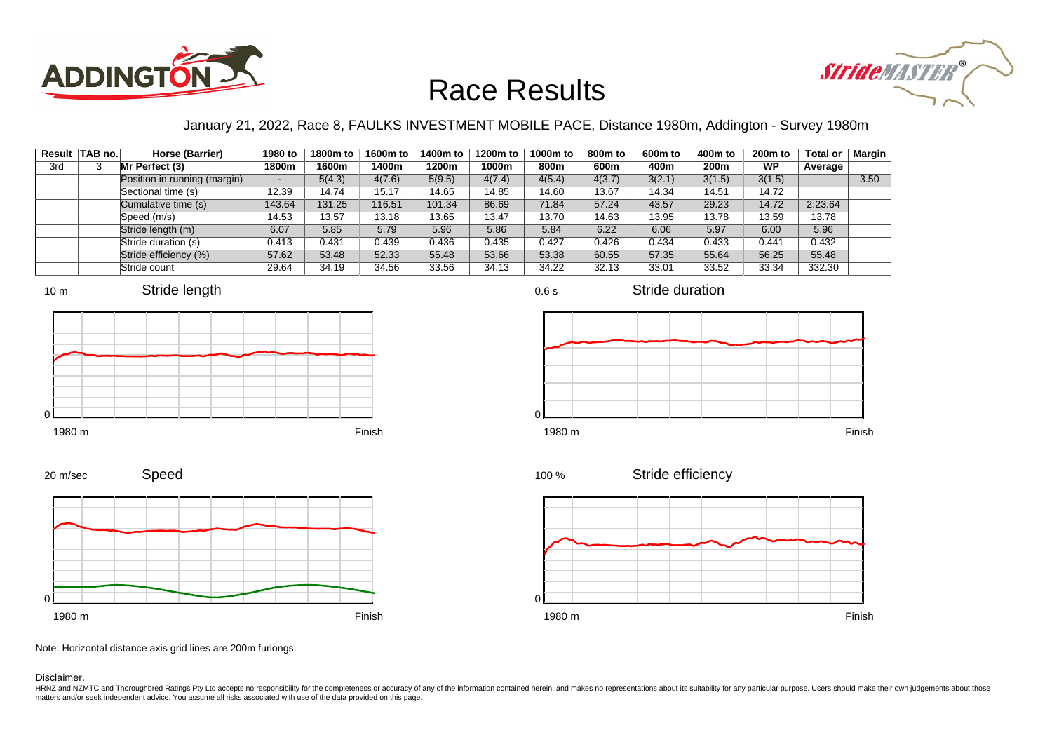# Race Results

January 21, 2022, Race 8, FAULKS INVESTMENT MOBILE PACE, Distance 1980m, Addington - Survey 1980m

| Result | TAB no. | Horse (Barrier) | 1980 to 1800m | 1800m to 1600m | 1600m to 1400m | 1400m to 1200m | 1200m to 1000m | 1000m to 800m | 800m to 600m | 600m to 400m | 400m to 200m | 200m to WP | Total or Average | Margin |
|---|---|---|---|---|---|---|---|---|---|---|---|---|---|---|
| 3rd | 3 | **Mr Perfect (3)** | | | | | | | | | | | | |
| | | Position in running (margin) | - | 5(4.3) | 4(7.6) | 5(9.5) | 4(7.4) | 4(5.4) | 4(3.7) | 3(2.1) | 3(1.5) | 3(1.5) | | 3.50 |
| | | Sectional time (s) | 12.39 | 14.74 | 15.17 | 14.65 | 14.85 | 14.60 | 13.67 | 14.34 | 14.51 | 14.72 | | |
| | | Cumulative time (s) | 143.64 | 131.25 | 116.51 | 101.34 | 86.69 | 71.84 | 57.24 | 43.57 | 29.23 | 14.72 | 2:23.64 | |
| | | Speed (m/s) | 14.53 | 13.57 | 13.18 | 13.65 | 13.47 | 13.70 | 14.63 | 13.95 | 13.78 | 13.59 | 13.78 | |
| | | Stride length (m) | 6.07 | 5.85 | 5.79 | 5.96 | 5.86 | 5.84 | 6.22 | 6.06 | 5.97 | 6.00 | 5.96 | |
| | | Stride duration (s) | 0.413 | 0.431 | 0.439 | 0.436 | 0.435 | 0.427 | 0.426 | 0.434 | 0.433 | 0.441 | 0.432 | |
| | | Stride efficiency (%) | 57.62 | 53.48 | 52.33 | 55.48 | 53.66 | 53.38 | 60.55 | 57.35 | 55.64 | 56.25 | 55.48 | |
| | | Stride count | 29.64 | 34.19 | 34.56 | 33.56 | 34.13 | 34.22 | 32.13 | 33.01 | 33.52 | 33.34 | 332.30 | |

Note: Horizontal distance axis grid lines are 200m furlongs.

Disclaimer.

HRNZ and NZMTC and Thoroughbred Ratings Pty Ltd accepts no responsibility for the completeness or accuracy of any of the information contained herein, and makes no representations about its suitability for any particular purpose. Users should make their own judgements about those matters and/or seek independent advice. You assume all risks associated with use of the data provided on this page.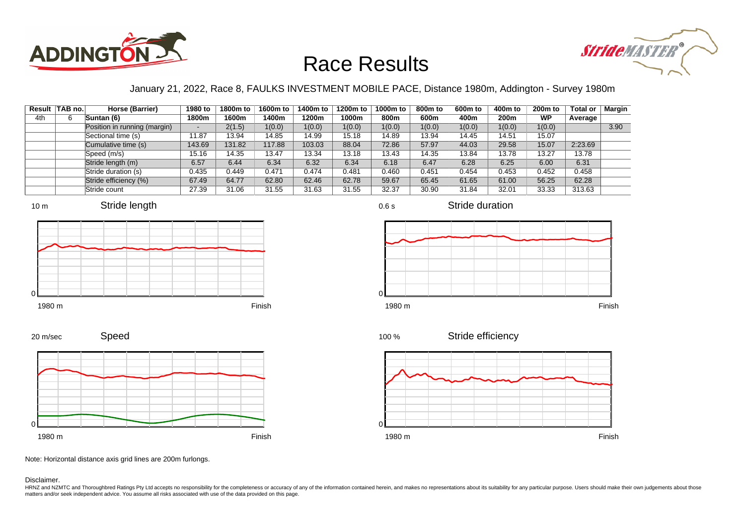# Race Results

January 21, 2022, Race 8, FAULKS INVESTMENT MOBILE PACE, Distance 1980m, Addington - Survey 1980m

| Result | TAB no. | Horse (Barrier) | 1980 to 1800m | 1800m to 1600m | 1600m to 1400m | 1400m to 1200m | 1200m to 1000m | 1000m to 800m | 800m to 600m | 600m to 400m | 400m to 200m | 200m to WP | Total or Average | Margin |
|---|---|---|---|---|---|---|---|---|---|---|---|---|---|---|
| 4th | 6 | Suntan (6) | | | | | | | | | | | | |
| | | Position in running (margin) | - | 2(1.5) | 1(0.0) | 1(0.0) | 1(0.0) | 1(0.0) | 1(0.0) | 1(0.0) | 1(0.0) | 1(0.0) | | 3.90 |
| | | Sectional time (s) | 11.87 | 13.94 | 14.85 | 14.99 | 15.18 | 14.89 | 13.94 | 14.45 | 14.51 | 15.07 | | |
| | | Cumulative time (s) | 143.69 | 131.82 | 117.88 | 103.03 | 88.04 | 72.86 | 57.97 | 44.03 | 29.58 | 15.07 | 2:23.69 | |
| | | Speed (m/s) | 15.16 | 14.35 | 13.47 | 13.34 | 13.18 | 13.43 | 14.35 | 13.84 | 13.78 | 13.27 | 13.78 | |
| | | Stride length (m) | 6.57 | 6.44 | 6.34 | 6.32 | 6.34 | 6.18 | 6.47 | 6.28 | 6.25 | 6.00 | 6.31 | |
| | | Stride duration (s) | 0.435 | 0.449 | 0.471 | 0.474 | 0.481 | 0.460 | 0.451 | 0.454 | 0.453 | 0.452 | 0.458 | |
| | | Stride efficiency (%) | 67.49 | 64.77 | 62.80 | 62.46 | 62.78 | 59.67 | 65.45 | 61.65 | 61.00 | 56.25 | 62.28 | |
| | | Stride count | 27.39 | 31.06 | 31.55 | 31.63 | 31.55 | 32.37 | 30.90 | 31.84 | 32.01 | 33.33 | 313.63 | |

Stride length (10 m, 0, 1980 m – Finish)

Stride duration (0.6 s, 0, 1980 m – Finish)

Speed (20 m/sec, 0, 1980 m – Finish)

Stride efficiency (100 %, 0, 1980 m – Finish)

Note: Horizontal distance axis grid lines are 200m furlongs.

Disclaimer.

HRNZ and NZMTC and Thoroughbred Ratings Pty Ltd accepts no responsibility for the completeness or accuracy of any of the information contained herein, and makes no representations about its suitability for any particular purpose. Users should make their own judgements about those matters and/or seek independent advice. You assume all risks associated with use of the data provided on this page.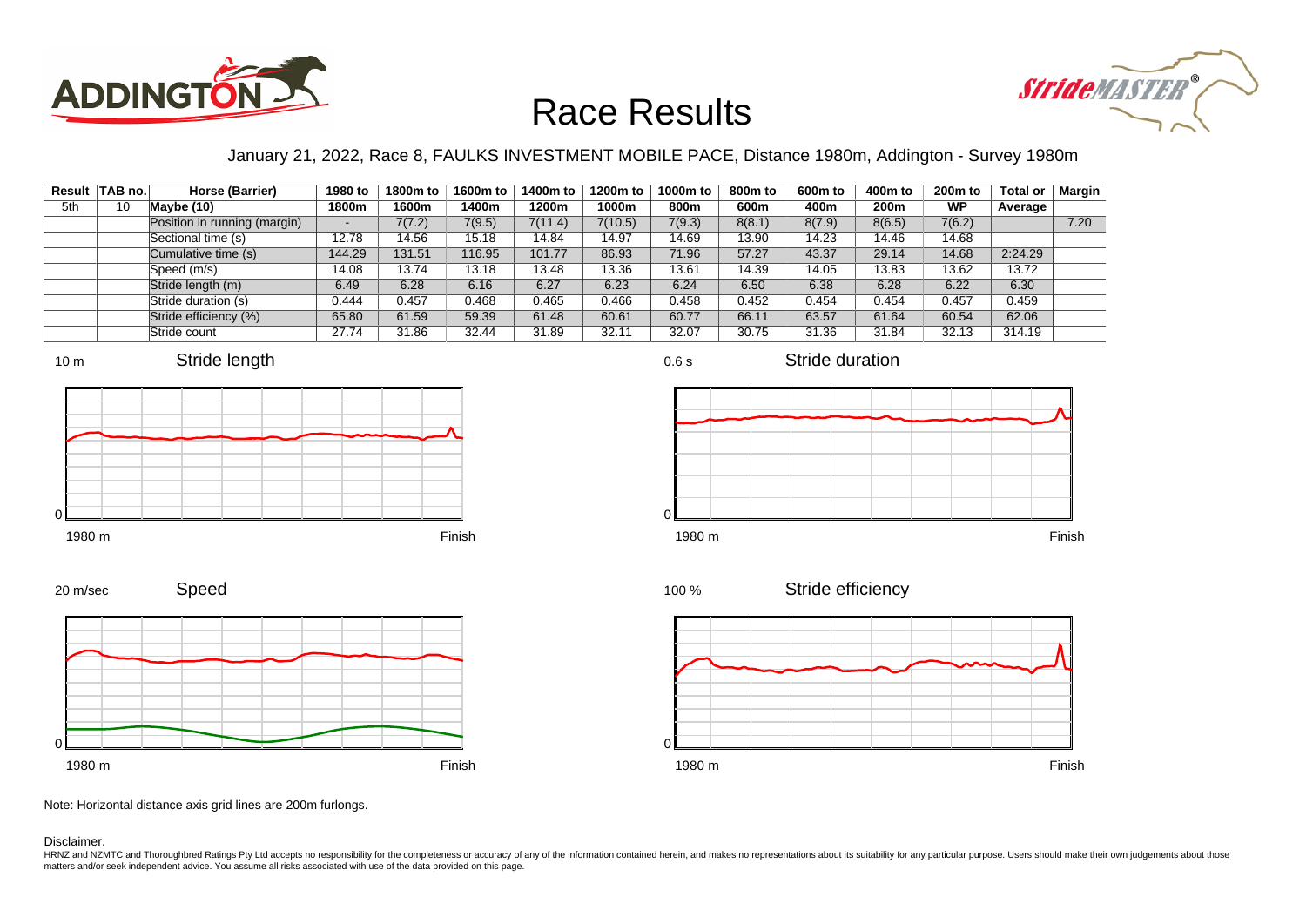# Race Results

January 21, 2022, Race 8, FAULKS INVESTMENT MOBILE PACE, Distance 1980m, Addington - Survey 1980m

| Result | TAB no. | Horse (Barrier) | 1980 to 1800m | 1800m to 1600m | 1600m to 1400m | 1400m to 1200m | 1200m to 1000m | 1000m to 800m | 800m to 600m | 600m to 400m | 400m to 200m | 200m to WP | Total or Average | Margin |
|---|---|---|---|---|---|---|---|---|---|---|---|---|---|---|
| 5th | 10 | **Maybe (10)** | | | | | | | | | | | | |
| | | Position in running (margin) | - | 7(7.2) | 7(9.5) | 7(11.4) | 7(10.5) | 7(9.3) | 8(8.1) | 8(7.9) | 8(6.5) | 7(6.2) | | 7.20 |
| | | Sectional time (s) | 12.78 | 14.56 | 15.18 | 14.84 | 14.97 | 14.69 | 13.90 | 14.23 | 14.46 | 14.68 | | |
| | | Cumulative time (s) | 144.29 | 131.51 | 116.95 | 101.77 | 86.93 | 71.96 | 57.27 | 43.37 | 29.14 | 14.68 | 2:24.29 | |
| | | Speed (m/s) | 14.08 | 13.74 | 13.18 | 13.48 | 13.36 | 13.61 | 14.39 | 14.05 | 13.83 | 13.62 | 13.72 | |
| | | Stride length (m) | 6.49 | 6.28 | 6.16 | 6.27 | 6.23 | 6.24 | 6.50 | 6.38 | 6.28 | 6.22 | 6.30 | |
| | | Stride duration (s) | 0.444 | 0.457 | 0.468 | 0.465 | 0.466 | 0.458 | 0.452 | 0.454 | 0.454 | 0.457 | 0.459 | |
| | | Stride efficiency (%) | 65.80 | 61.59 | 59.39 | 61.48 | 60.61 | 60.77 | 66.11 | 63.57 | 61.64 | 60.54 | 62.06 | |
| | | Stride count | 27.74 | 31.86 | 32.44 | 31.89 | 32.11 | 32.07 | 30.75 | 31.36 | 31.84 | 32.13 | 314.19 | |

Note: Horizontal distance axis grid lines are 200m furlongs.

Disclaimer.

HRNZ and NZMTC and Thoroughbred Ratings Pty Ltd accepts no responsibility for the completeness or accuracy of any of the information contained herein, and makes no representations about its suitability for any particular purpose. Users should make their own judgements about those matters and/or seek independent advice. You assume all risks associated with use of the data provided on this page.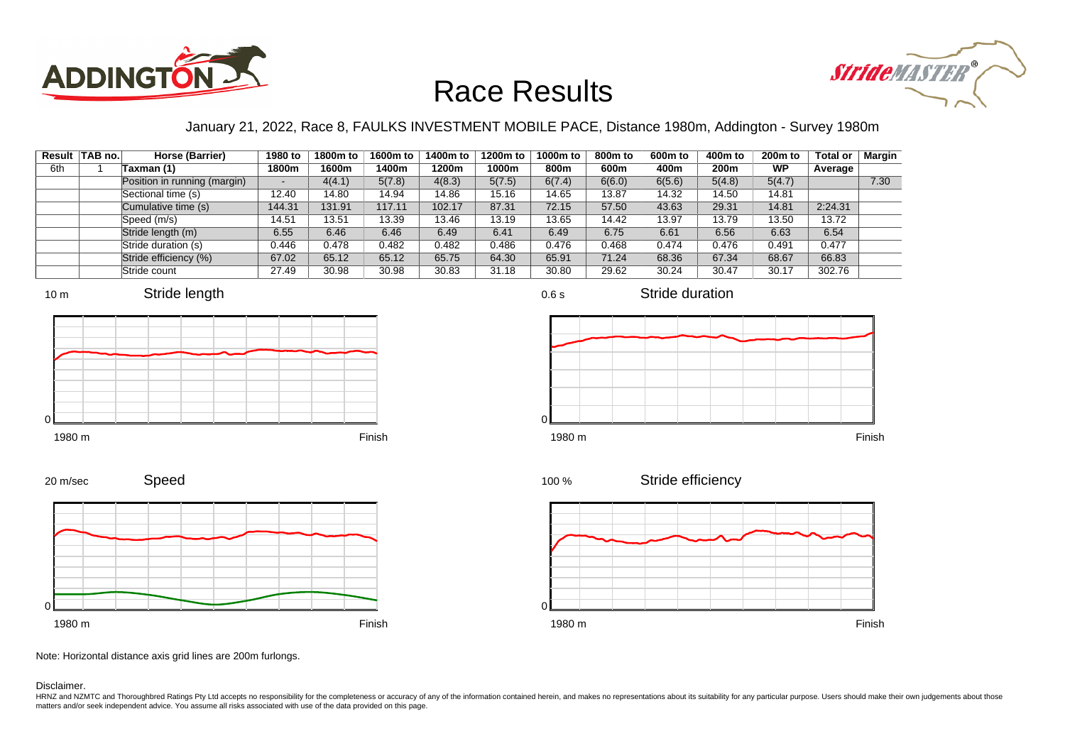# Race Results

January 21, 2022, Race 8, FAULKS INVESTMENT MOBILE PACE, Distance 1980m, Addington - Survey 1980m

| Result | TAB no. | Horse (Barrier) | 1980 to 1800m | 1800m to 1600m | 1600m to 1400m | 1400m to 1200m | 1200m to 1000m | 1000m to 800m | 800m to 600m | 600m to 400m | 400m to 200m | 200m to WP | Total or Average | Margin |
|---|---|---|---|---|---|---|---|---|---|---|---|---|---|---|
| 6th | 1 | Taxman (1) | | | | | | | | | | | | |
| | | Position in running (margin) | - | 4(4.1) | 5(7.8) | 4(8.3) | 5(7.5) | 6(7.4) | 6(6.0) | 6(5.6) | 5(4.8) | 5(4.7) | | 7.30 |
| | | Sectional time (s) | 12.40 | 14.80 | 14.94 | 14.86 | 15.16 | 14.65 | 13.87 | 14.32 | 14.50 | 14.81 | | |
| | | Cumulative time (s) | 144.31 | 131.91 | 117.11 | 102.17 | 87.31 | 72.15 | 57.50 | 43.63 | 29.31 | 14.81 | 2:24.31 | |
| | | Speed (m/s) | 14.51 | 13.51 | 13.39 | 13.46 | 13.19 | 13.65 | 14.42 | 13.97 | 13.79 | 13.50 | 13.72 | |
| | | Stride length (m) | 6.55 | 6.46 | 6.46 | 6.49 | 6.41 | 6.49 | 6.75 | 6.61 | 6.56 | 6.63 | 6.54 | |
| | | Stride duration (s) | 0.446 | 0.478 | 0.482 | 0.482 | 0.486 | 0.476 | 0.468 | 0.474 | 0.476 | 0.491 | 0.477 | |
| | | Stride efficiency (%) | 67.02 | 65.12 | 65.12 | 65.75 | 64.30 | 65.91 | 71.24 | 68.36 | 67.34 | 68.67 | 66.83 | |
| | | Stride count | 27.49 | 30.98 | 30.98 | 30.83 | 31.18 | 30.80 | 29.62 | 30.24 | 30.47 | 30.17 | 302.76 | |

Note: Horizontal distance axis grid lines are 200m furlongs.

Disclaimer.

HRNZ and NZMTC and Thoroughbred Ratings Pty Ltd accepts no responsibility for the completeness or accuracy of any of the information contained herein, and makes no representations about its suitability for any particular purpose. Users should make their own judgements about those matters and/or seek independent advice. You assume all risks associated with use of the data provided on this page.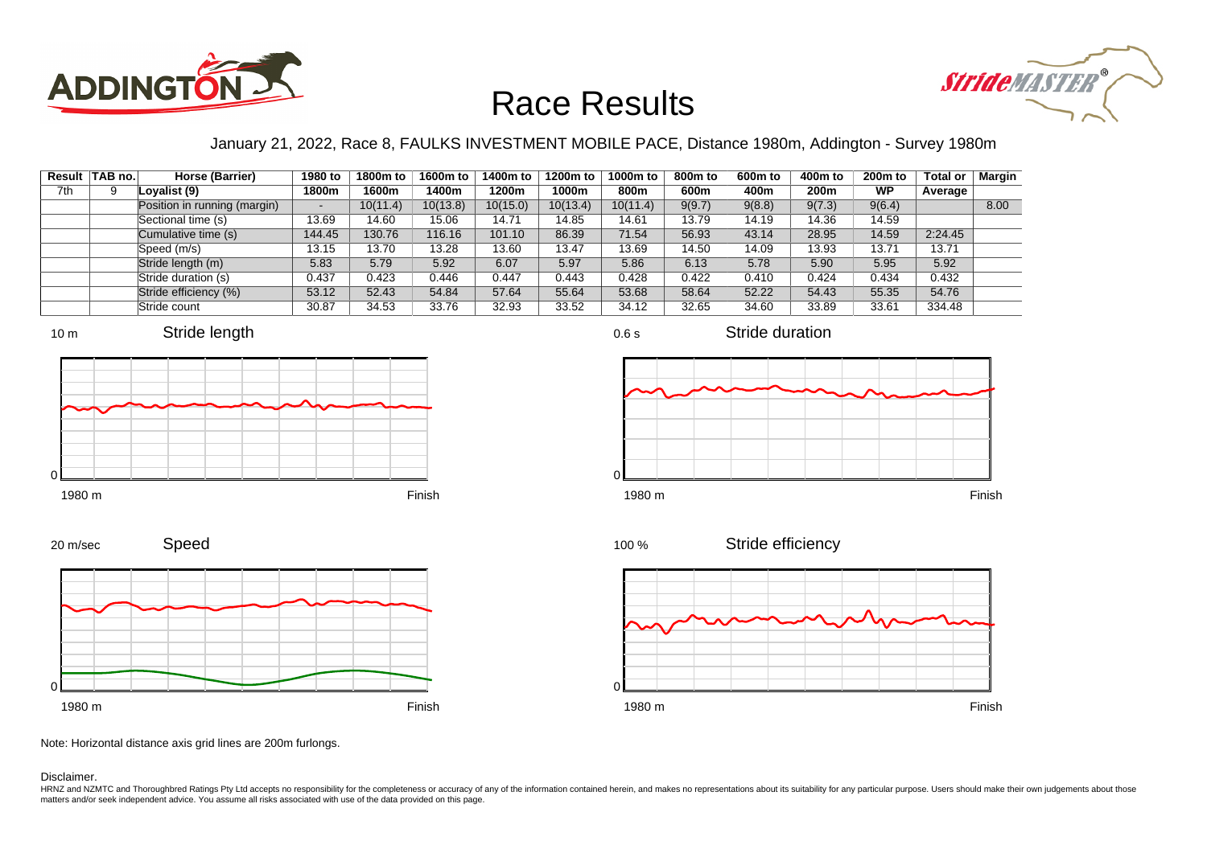# Race Results

January 21, 2022, Race 8, FAULKS INVESTMENT MOBILE PACE, Distance 1980m, Addington - Survey 1980m

| Result | TAB no. | Horse (Barrier) | 1980 to | 1800m to | 1600m to | 1400m to | 1200m to | 1000m to | 800m to | 600m to | 400m to | 200m to | Total or | Margin |
|---|---|---|---|---|---|---|---|---|---|---|---|---|---|---|
| 7th | 9 | Loyalist (9) | 1800m | 1600m | 1400m | 1200m | 1000m | 800m | 600m | 400m | 200m | WP | Average | |
| | | Position in running (margin) | - | 10(11.4) | 10(13.8) | 10(15.0) | 10(13.4) | 10(11.4) | 9(9.7) | 9(8.8) | 9(7.3) | 9(6.4) | | 8.00 |
| | | Sectional time (s) | 13.69 | 14.60 | 15.06 | 14.71 | 14.85 | 14.61 | 13.79 | 14.19 | 14.36 | 14.59 | | |
| | | Cumulative time (s) | 144.45 | 130.76 | 116.16 | 101.10 | 86.39 | 71.54 | 56.93 | 43.14 | 28.95 | 14.59 | 2:24.45 | |
| | | Speed (m/s) | 13.15 | 13.70 | 13.28 | 13.60 | 13.47 | 13.69 | 14.50 | 14.09 | 13.93 | 13.71 | 13.71 | |
| | | Stride length (m) | 5.83 | 5.79 | 5.92 | 6.07 | 5.97 | 5.86 | 6.13 | 5.78 | 5.90 | 5.95 | 5.92 | |
| | | Stride duration (s) | 0.437 | 0.423 | 0.446 | 0.447 | 0.443 | 0.428 | 0.422 | 0.410 | 0.424 | 0.434 | 0.432 | |
| | | Stride efficiency (%) | 53.12 | 52.43 | 54.84 | 57.64 | 55.64 | 53.68 | 58.64 | 52.22 | 54.43 | 55.35 | 54.76 | |
| | | Stride count | 30.87 | 34.53 | 33.76 | 32.93 | 33.52 | 34.12 | 32.65 | 34.60 | 33.89 | 33.61 | 334.48 | |

Note: Horizontal distance axis grid lines are 200m furlongs.

Disclaimer.

HRNZ and NZMTC and Thoroughbred Ratings Pty Ltd accepts no responsibility for the completeness or accuracy of any of the information contained herein, and makes no representations about its suitability for any particular purpose. Users should make their own judgements about those matters and/or seek independent advice. You assume all risks associated with use of the data provided on this page.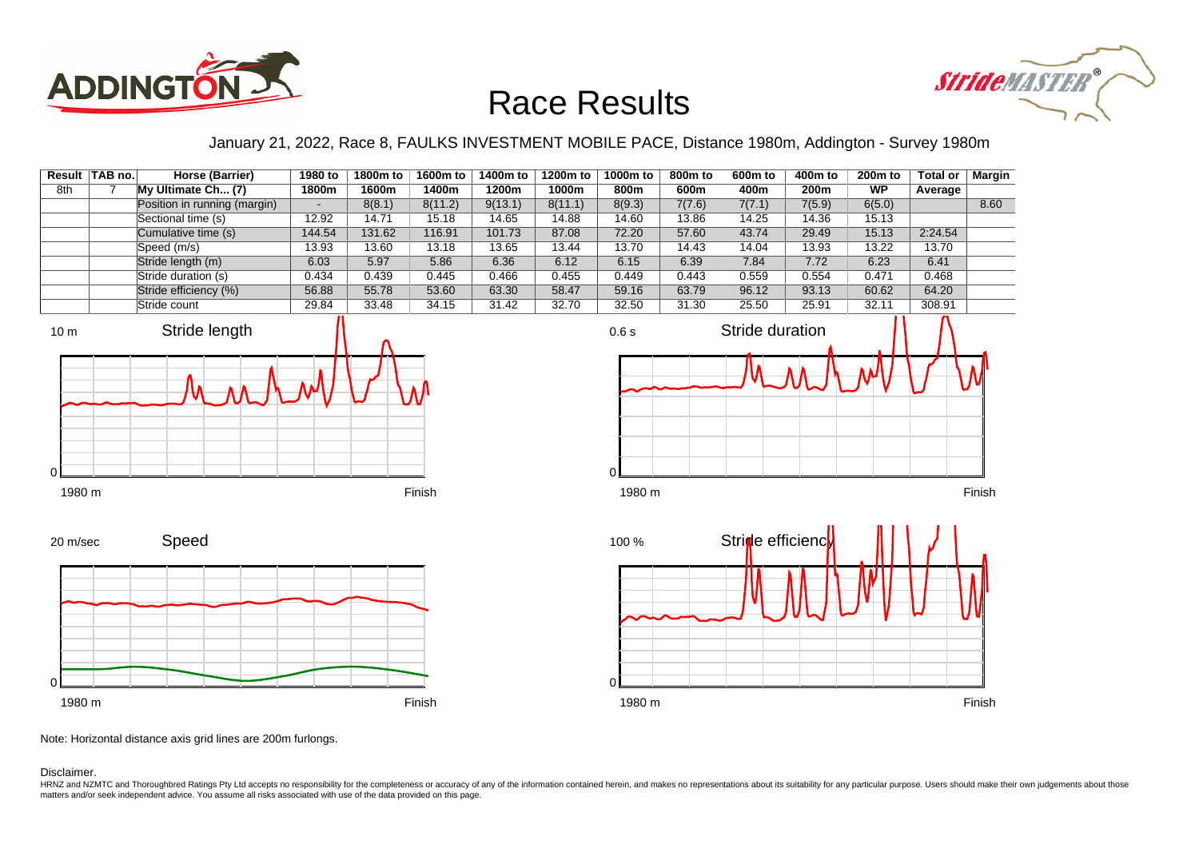# Race Results

January 21, 2022, Race 8, FAULKS INVESTMENT MOBILE PACE, Distance 1980m, Addington - Survey 1980m

| Result | TAB no. | Horse (Barrier) | 1980 to 1800m | 1800m to 1600m | 1600m to 1400m | 1400m to 1200m | 1200m to 1000m | 1000m to 800m | 800m to 600m | 600m to 400m | 400m to 200m | 200m to WP | Total or Average | Margin |
|---|---|---|---|---|---|---|---|---|---|---|---|---|---|---|
| 8th | 7 | My Ultimate Ch... (7) | | | | | | | | | | | | |
| | | Position in running (margin) | - | 8(8.1) | 8(11.2) | 9(13.1) | 8(11.1) | 8(9.3) | 7(7.6) | 7(7.1) | 7(5.9) | 6(5.0) | | 8.60 |
| | | Sectional time (s) | 12.92 | 14.71 | 15.18 | 14.65 | 14.88 | 14.60 | 13.86 | 14.25 | 14.36 | 15.13 | | |
| | | Cumulative time (s) | 144.54 | 131.62 | 116.91 | 101.73 | 87.08 | 72.20 | 57.60 | 43.74 | 29.49 | 15.13 | 2:24.54 | |
| | | Speed (m/s) | 13.93 | 13.60 | 13.18 | 13.65 | 13.44 | 13.70 | 14.43 | 14.04 | 13.93 | 13.22 | 13.70 | |
| | | Stride length (m) | 6.03 | 5.97 | 5.86 | 6.36 | 6.12 | 6.15 | 6.39 | 7.84 | 7.72 | 6.23 | 6.41 | |
| | | Stride duration (s) | 0.434 | 0.439 | 0.445 | 0.466 | 0.455 | 0.449 | 0.443 | 0.559 | 0.554 | 0.471 | 0.468 | |
| | | Stride efficiency (%) | 56.88 | 55.78 | 53.60 | 63.30 | 58.47 | 59.16 | 63.79 | 96.12 | 93.13 | 60.62 | 64.20 | |
| | | Stride count | 29.84 | 33.48 | 34.15 | 31.42 | 32.70 | 32.50 | 31.30 | 25.50 | 25.91 | 32.11 | 308.91 | |

Note: Horizontal distance axis grid lines are 200m furlongs.

Disclaimer.

HRNZ and NZMTC and Thoroughbred Ratings Pty Ltd accepts no responsibility for the completeness or accuracy of any of the information contained herein, and makes no representations about its suitability for any particular purpose. Users should make their own judgements about those matters and/or seek independent advice. You assume all risks associated with use of the data provided on this page.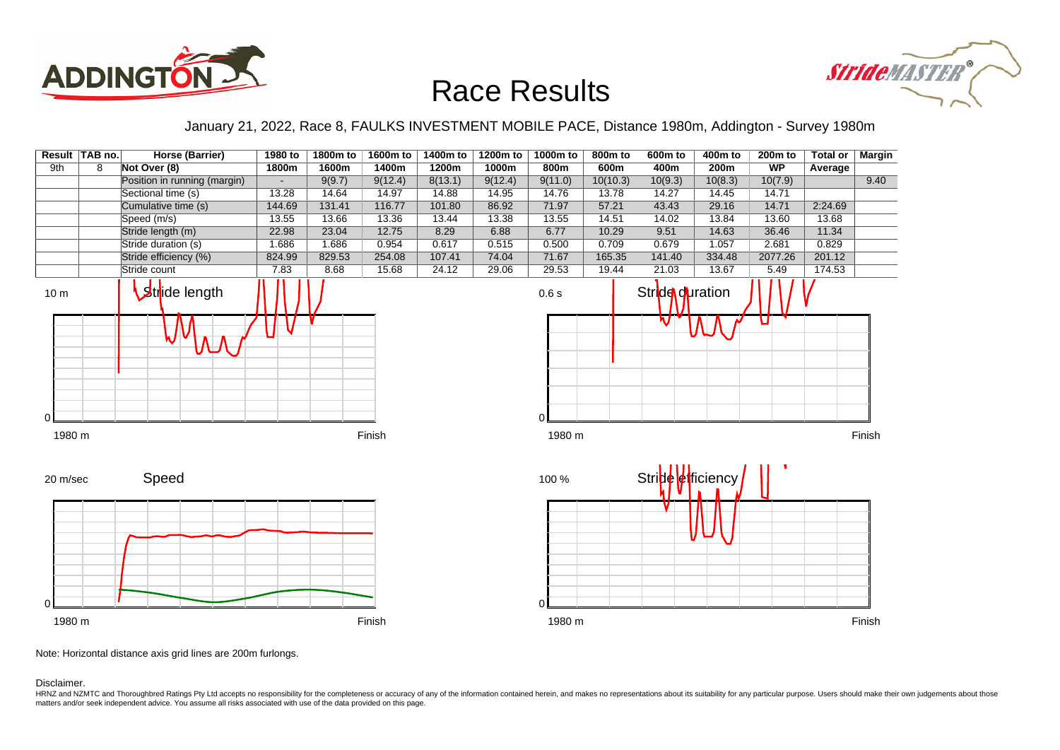# Race Results

January 21, 2022, Race 8, FAULKS INVESTMENT MOBILE PACE, Distance 1980m, Addington - Survey 1980m

| Result | TAB no. | Horse (Barrier) | 1980 to 1800m | 1800m to 1600m | 1600m to 1400m | 1400m to 1200m | 1200m to 1000m | 1000m to 800m | 800m to 600m | 600m to 400m | 400m to 200m | 200m to WP | Total or Average | Margin |
|---|---|---|---|---|---|---|---|---|---|---|---|---|---|---|
| 9th | 8 | Not Over (8) | | | | | | | | | | | | |
| | | Position in running (margin) | - | 9(9.7) | 9(12.4) | 8(13.1) | 9(12.4) | 9(11.0) | 10(10.3) | 10(9.3) | 10(8.3) | 10(7.9) | | 9.40 |
| | | Sectional time (s) | 13.28 | 14.64 | 14.97 | 14.88 | 14.95 | 14.76 | 13.78 | 14.27 | 14.45 | 14.71 | | |
| | | Cumulative time (s) | 144.69 | 131.41 | 116.77 | 101.80 | 86.92 | 71.97 | 57.21 | 43.43 | 29.16 | 14.71 | 2:24.69 | |
| | | Speed (m/s) | 13.55 | 13.66 | 13.36 | 13.44 | 13.38 | 13.55 | 14.51 | 14.02 | 13.84 | 13.60 | 13.68 | |
| | | Stride length (m) | 22.98 | 23.04 | 12.75 | 8.29 | 6.88 | 6.77 | 10.29 | 9.51 | 14.63 | 36.46 | 11.34 | |
| | | Stride duration (s) | 1.686 | 1.686 | 0.954 | 0.617 | 0.515 | 0.500 | 0.709 | 0.679 | 1.057 | 2.681 | 0.829 | |
| | | Stride efficiency (%) | 824.99 | 829.53 | 254.08 | 107.41 | 74.04 | 71.67 | 165.35 | 141.40 | 334.48 | 2077.26 | 201.12 | |
| | | Stride count | 7.83 | 8.68 | 15.68 | 24.12 | 29.06 | 29.53 | 19.44 | 21.03 | 13.67 | 5.49 | 174.53 | |

Note: Horizontal distance axis grid lines are 200m furlongs.

Disclaimer.

HRNZ and NZMTC and Thoroughbred Ratings Pty Ltd accepts no responsibility for the completeness or accuracy of any of the information contained herein, and makes no representations about its suitability for any particular purpose. Users should make their own judgements about those matters and/or seek independent advice. You assume all risks associated with use of the data provided on this page.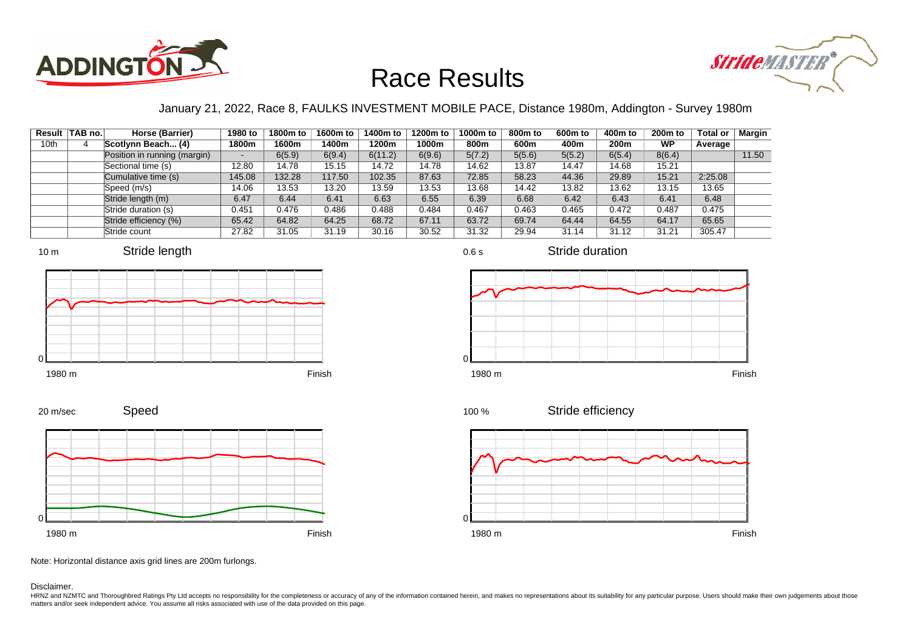# Race Results

January 21, 2022, Race 8, FAULKS INVESTMENT MOBILE PACE, Distance 1980m, Addington - Survey 1980m

| Result | TAB no. | Horse (Barrier) | 1980 to 1800m | 1800m to 1600m | 1600m to 1400m | 1400m to 1200m | 1200m to 1000m | 1000m to 800m | 800m to 600m | 600m to 400m | 400m to 200m | 200m to WP | Total or Average | Margin |
|---|---|---|---|---|---|---|---|---|---|---|---|---|---|---|
| 10th | 4 | Scotlynn Beach... (4) | | | | | | | | | | | | |
| | | Position in running (margin) | - | 6(5.9) | 6(9.4) | 6(11.2) | 6(9.6) | 5(7.2) | 5(5.6) | 5(5.2) | 6(5.4) | 8(6.4) | | 11.50 |
| | | Sectional time (s) | 12.80 | 14.78 | 15.15 | 14.72 | 14.78 | 14.62 | 13.87 | 14.47 | 14.68 | 15.21 | | |
| | | Cumulative time (s) | 145.08 | 132.28 | 117.50 | 102.35 | 87.63 | 72.85 | 58.23 | 44.36 | 29.89 | 15.21 | 2:25.08 | |
| | | Speed (m/s) | 14.06 | 13.53 | 13.20 | 13.59 | 13.53 | 13.68 | 14.42 | 13.82 | 13.62 | 13.15 | 13.65 | |
| | | Stride length (m) | 6.47 | 6.44 | 6.41 | 6.63 | 6.55 | 6.39 | 6.68 | 6.42 | 6.43 | 6.41 | 6.48 | |
| | | Stride duration (s) | 0.451 | 0.476 | 0.486 | 0.488 | 0.484 | 0.467 | 0.463 | 0.465 | 0.472 | 0.487 | 0.475 | |
| | | Stride efficiency (%) | 65.42 | 64.82 | 64.25 | 68.72 | 67.11 | 63.72 | 69.74 | 64.44 | 64.55 | 64.17 | 65.65 | |
| | | Stride count | 27.82 | 31.05 | 31.19 | 30.16 | 30.52 | 31.32 | 29.94 | 31.14 | 31.12 | 31.21 | 305.47 | |

Stride length
10 m
0
1980 m
Finish

Stride duration
0.6 s
0
1980 m
Finish

Speed
20 m/sec
0
1980 m
Finish

Stride efficiency
100 %
0
1980 m
Finish

Note: Horizontal distance axis grid lines are 200m furlongs.

Disclaimer.

HRNZ and NZMTC and Thoroughbred Ratings Pty Ltd accepts no responsibility for the completeness or accuracy of any of the information contained herein, and makes no representations about its suitability for any particular purpose. Users should make their own judgements about those matters and/or seek independent advice. You assume all risks associated with use of the data provided on this page.